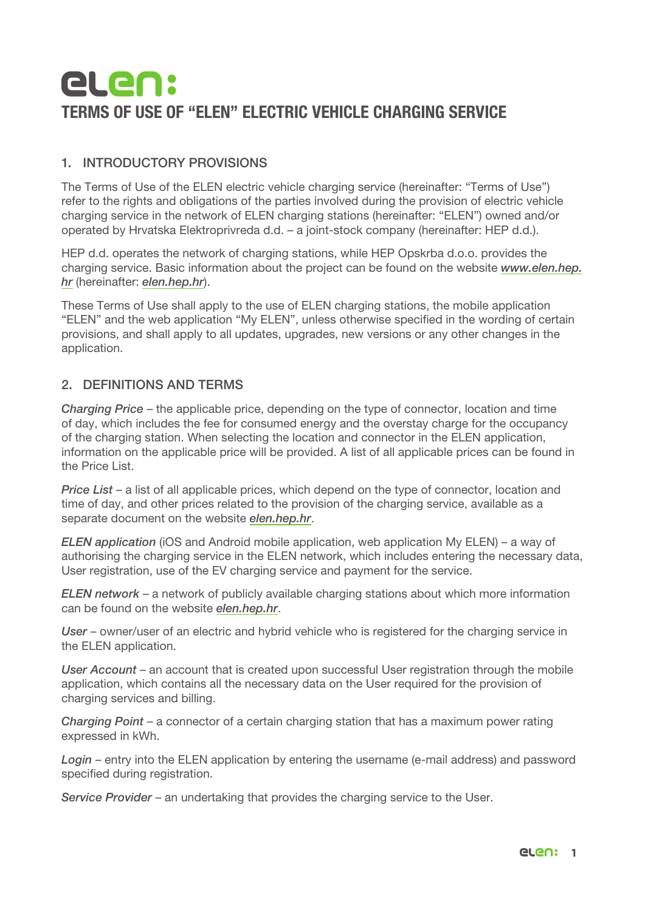# elen:

# TERMS OF USE OF "ELEN" ELECTRIC VEHICLE CHARGING SERVICE

## 1. INTRODUCTORY PROVISIONS

The Terms of Use of the ELEN electric vehicle charging service (hereinafter: "Terms of Use") refer to the rights and obligations of the parties involved during the provision of electric vehicle charging service in the network of ELEN charging stations (hereinafter: "ELEN") owned and/or operated by Hrvatska Elektroprivreda d.d. – a joint-stock company (hereinafter: HEP d.d.).

HEP d.d. operates the network of charging stations, while HEP Opskrba d.o.o. provides the charging service. Basic information about the project can be found on the website ***www.elen.hep.hr*** (hereinafter: ***elen.hep.hr***).

These Terms of Use shall apply to the use of ELEN charging stations, the mobile application "ELEN" and the web application "My ELEN", unless otherwise specified in the wording of certain provisions, and shall apply to all updates, upgrades, new versions or any other changes in the application.

## 2. DEFINITIONS AND TERMS

*Charging Price* – the applicable price, depending on the type of connector, location and time of day, which includes the fee for consumed energy and the overstay charge for the occupancy of the charging station. When selecting the location and connector in the ELEN application, information on the applicable price will be provided. A list of all applicable prices can be found in the Price List.

*Price List* – a list of all applicable prices, which depend on the type of connector, location and time of day, and other prices related to the provision of the charging service, available as a separate document on the website ***elen.hep.hr***.

*ELEN application* (iOS and Android mobile application, web application My ELEN) – a way of authorising the charging service in the ELEN network, which includes entering the necessary data, User registration, use of the EV charging service and payment for the service.

*ELEN network* – a network of publicly available charging stations about which more information can be found on the website ***elen.hep.hr***.

*User* – owner/user of an electric and hybrid vehicle who is registered for the charging service in the ELEN application.

*User Account* – an account that is created upon successful User registration through the mobile application, which contains all the necessary data on the User required for the provision of charging services and billing.

*Charging Point* – a connector of a certain charging station that has a maximum power rating expressed in kWh.

*Login* – entry into the ELEN application by entering the username (e-mail address) and password specified during registration.

*Service Provider* – an undertaking that provides the charging service to the User.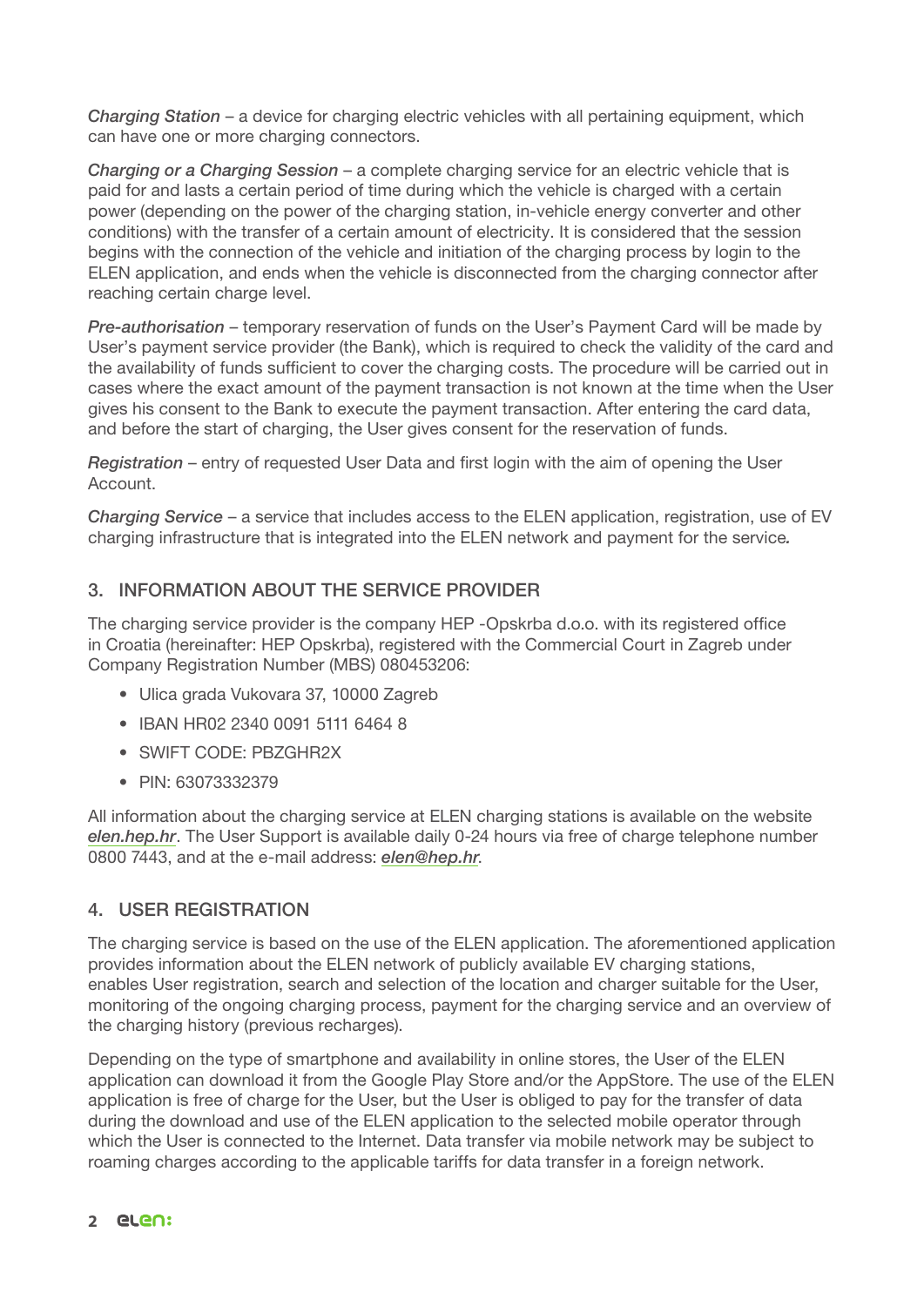*Charging Station* – a device for charging electric vehicles with all pertaining equipment, which can have one or more charging connectors.

*Charging or a Charging Session* – a complete charging service for an electric vehicle that is paid for and lasts a certain period of time during which the vehicle is charged with a certain power (depending on the power of the charging station, in-vehicle energy converter and other conditions) with the transfer of a certain amount of electricity. It is considered that the session begins with the connection of the vehicle and initiation of the charging process by login to the ELEN application, and ends when the vehicle is disconnected from the charging connector after reaching certain charge level.

*Pre-authorisation* – temporary reservation of funds on the User's Payment Card will be made by User's payment service provider (the Bank), which is required to check the validity of the card and the availability of funds sufficient to cover the charging costs. The procedure will be carried out in cases where the exact amount of the payment transaction is not known at the time when the User gives his consent to the Bank to execute the payment transaction. After entering the card data, and before the start of charging, the User gives consent for the reservation of funds.

*Registration* – entry of requested User Data and first login with the aim of opening the User Account.

*Charging Service* – a service that includes access to the ELEN application, registration, use of EV charging infrastructure that is integrated into the ELEN network and payment for the service.

## 3. INFORMATION ABOUT THE SERVICE PROVIDER

The charging service provider is the company HEP -Opskrba d.o.o. with its registered office in Croatia (hereinafter: HEP Opskrba), registered with the Commercial Court in Zagreb under Company Registration Number (MBS) 080453206:

- Ulica grada Vukovara 37, 10000 Zagreb
- IBAN HR02 2340 0091 5111 6464 8
- SWIFT CODE: PBZGHR2X
- PIN: 63073332379

All information about the charging service at ELEN charging stations is available on the website *elen.hep.hr*. The User Support is available daily 0-24 hours via free of charge telephone number 0800 7443, and at the e-mail address: *elen@hep.hr*.

## 4. USER REGISTRATION

The charging service is based on the use of the ELEN application. The aforementioned application provides information about the ELEN network of publicly available EV charging stations, enables User registration, search and selection of the location and charger suitable for the User, monitoring of the ongoing charging process, payment for the charging service and an overview of the charging history (previous recharges).

Depending on the type of smartphone and availability in online stores, the User of the ELEN application can download it from the Google Play Store and/or the AppStore. The use of the ELEN application is free of charge for the User, but the User is obliged to pay for the transfer of data during the download and use of the ELEN application to the selected mobile operator through which the User is connected to the Internet. Data transfer via mobile network may be subject to roaming charges according to the applicable tariffs for data transfer in a foreign network.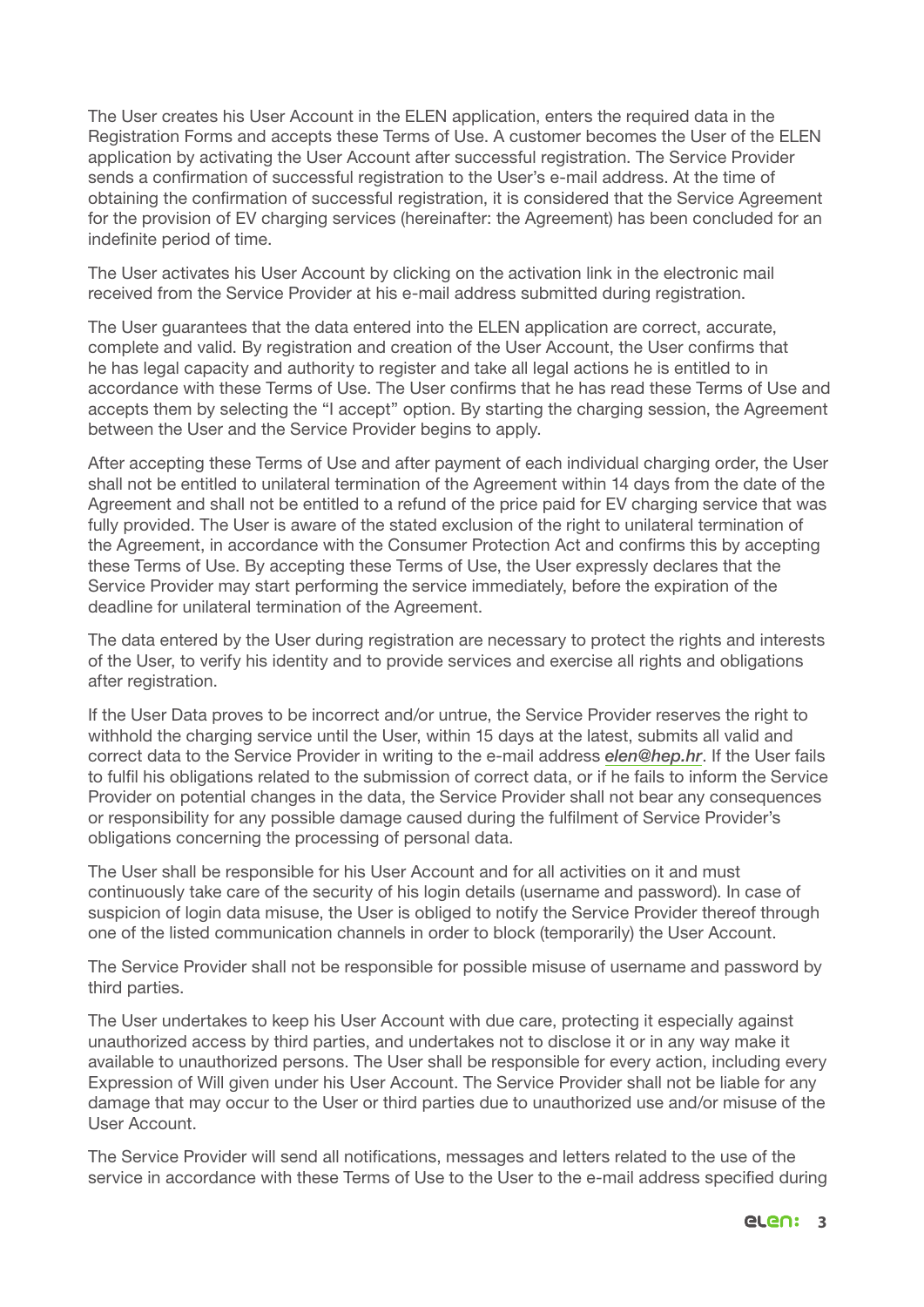The User creates his User Account in the ELEN application, enters the required data in the Registration Forms and accepts these Terms of Use. A customer becomes the User of the ELEN application by activating the User Account after successful registration. The Service Provider sends a confirmation of successful registration to the User's e-mail address. At the time of obtaining the confirmation of successful registration, it is considered that the Service Agreement for the provision of EV charging services (hereinafter: the Agreement) has been concluded for an indefinite period of time.

The User activates his User Account by clicking on the activation link in the electronic mail received from the Service Provider at his e-mail address submitted during registration.

The User guarantees that the data entered into the ELEN application are correct, accurate, complete and valid. By registration and creation of the User Account, the User confirms that he has legal capacity and authority to register and take all legal actions he is entitled to in accordance with these Terms of Use. The User confirms that he has read these Terms of Use and accepts them by selecting the "I accept" option. By starting the charging session, the Agreement between the User and the Service Provider begins to apply.

After accepting these Terms of Use and after payment of each individual charging order, the User shall not be entitled to unilateral termination of the Agreement within 14 days from the date of the Agreement and shall not be entitled to a refund of the price paid for EV charging service that was fully provided. The User is aware of the stated exclusion of the right to unilateral termination of the Agreement, in accordance with the Consumer Protection Act and confirms this by accepting these Terms of Use. By accepting these Terms of Use, the User expressly declares that the Service Provider may start performing the service immediately, before the expiration of the deadline for unilateral termination of the Agreement.

The data entered by the User during registration are necessary to protect the rights and interests of the User, to verify his identity and to provide services and exercise all rights and obligations after registration.

If the User Data proves to be incorrect and/or untrue, the Service Provider reserves the right to withhold the charging service until the User, within 15 days at the latest, submits all valid and correct data to the Service Provider in writing to the e-mail address ***elen@hep.hr***. If the User fails to fulfil his obligations related to the submission of correct data, or if he fails to inform the Service Provider on potential changes in the data, the Service Provider shall not bear any consequences or responsibility for any possible damage caused during the fulfilment of Service Provider's obligations concerning the processing of personal data.

The User shall be responsible for his User Account and for all activities on it and must continuously take care of the security of his login details (username and password). In case of suspicion of login data misuse, the User is obliged to notify the Service Provider thereof through one of the listed communication channels in order to block (temporarily) the User Account.

The Service Provider shall not be responsible for possible misuse of username and password by third parties.

The User undertakes to keep his User Account with due care, protecting it especially against unauthorized access by third parties, and undertakes not to disclose it or in any way make it available to unauthorized persons. The User shall be responsible for every action, including every Expression of Will given under his User Account. The Service Provider shall not be liable for any damage that may occur to the User or third parties due to unauthorized use and/or misuse of the User Account.

The Service Provider will send all notifications, messages and letters related to the use of the service in accordance with these Terms of Use to the User to the e-mail address specified during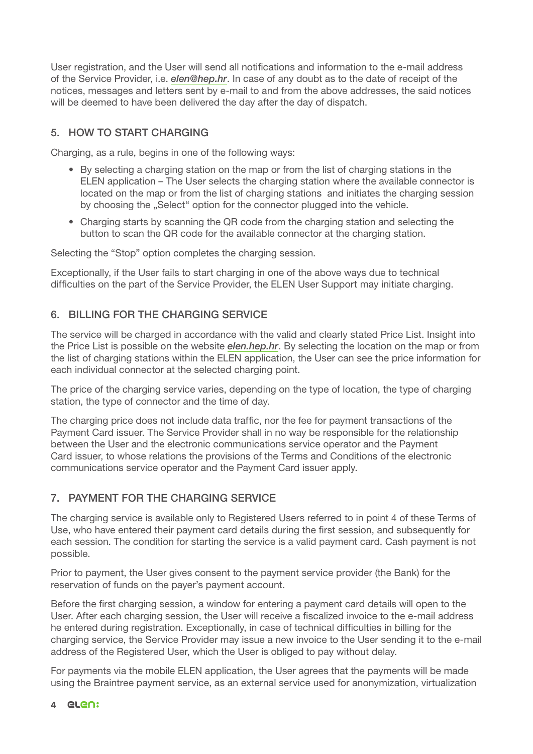User registration, and the User will send all notifications and information to the e-mail address of the Service Provider, i.e. ***elen@hep.hr***. In case of any doubt as to the date of receipt of the notices, messages and letters sent by e-mail to and from the above addresses, the said notices will be deemed to have been delivered the day after the day of dispatch.

## 5. HOW TO START CHARGING

Charging, as a rule, begins in one of the following ways:

- By selecting a charging station on the map or from the list of charging stations in the ELEN application – The User selects the charging station where the available connector is located on the map or from the list of charging stations and initiates the charging session by choosing the „Select" option for the connector plugged into the vehicle.
- Charging starts by scanning the QR code from the charging station and selecting the button to scan the QR code for the available connector at the charging station.

Selecting the "Stop" option completes the charging session.

Exceptionally, if the User fails to start charging in one of the above ways due to technical difficulties on the part of the Service Provider, the ELEN User Support may initiate charging.

## 6. BILLING FOR THE CHARGING SERVICE

The service will be charged in accordance with the valid and clearly stated Price List. Insight into the Price List is possible on the website ***elen.hep.hr***. By selecting the location on the map or from the list of charging stations within the ELEN application, the User can see the price information for each individual connector at the selected charging point.

The price of the charging service varies, depending on the type of location, the type of charging station, the type of connector and the time of day.

The charging price does not include data traffic, nor the fee for payment transactions of the Payment Card issuer. The Service Provider shall in no way be responsible for the relationship between the User and the electronic communications service operator and the Payment Card issuer, to whose relations the provisions of the Terms and Conditions of the electronic communications service operator and the Payment Card issuer apply.

## 7. PAYMENT FOR THE CHARGING SERVICE

The charging service is available only to Registered Users referred to in point 4 of these Terms of Use, who have entered their payment card details during the first session, and subsequently for each session. The condition for starting the service is a valid payment card. Cash payment is not possible.

Prior to payment, the User gives consent to the payment service provider (the Bank) for the reservation of funds on the payer's payment account.

Before the first charging session, a window for entering a payment card details will open to the User. After each charging session, the User will receive a fiscalized invoice to the e-mail address he entered during registration. Exceptionally, in case of technical difficulties in billing for the charging service, the Service Provider may issue a new invoice to the User sending it to the e-mail address of the Registered User, which the User is obliged to pay without delay.

For payments via the mobile ELEN application, the User agrees that the payments will be made using the Braintree payment service, as an external service used for anonymization, virtualization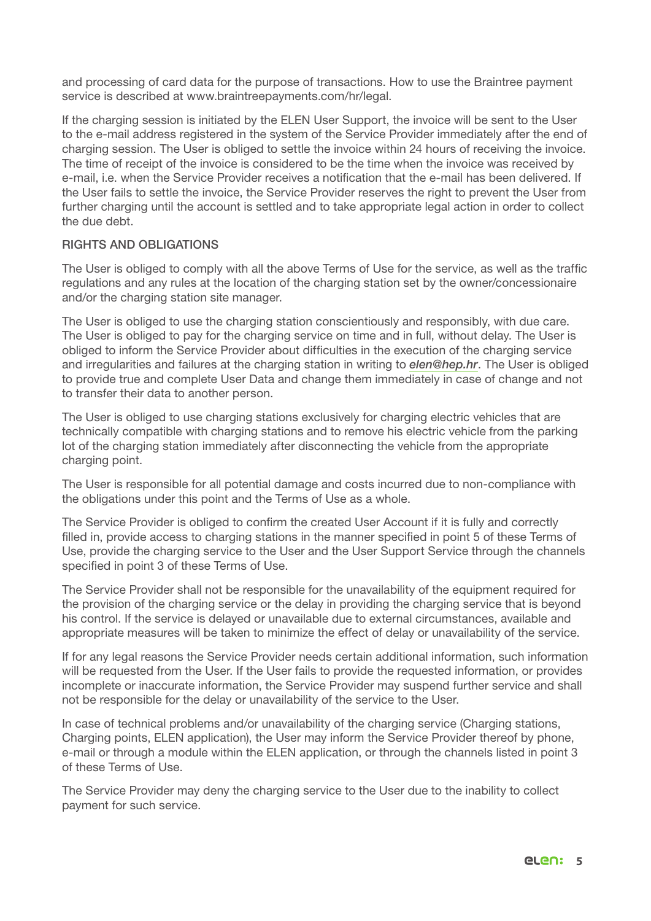and processing of card data for the purpose of transactions. How to use the Braintree payment service is described at www.braintreepayments.com/hr/legal.

If the charging session is initiated by the ELEN User Support, the invoice will be sent to the User to the e-mail address registered in the system of the Service Provider immediately after the end of charging session. The User is obliged to settle the invoice within 24 hours of receiving the invoice. The time of receipt of the invoice is considered to be the time when the invoice was received by e-mail, i.e. when the Service Provider receives a notification that the e-mail has been delivered. If the User fails to settle the invoice, the Service Provider reserves the right to prevent the User from further charging until the account is settled and to take appropriate legal action in order to collect the due debt.

## RIGHTS AND OBLIGATIONS

The User is obliged to comply with all the above Terms of Use for the service, as well as the traffic regulations and any rules at the location of the charging station set by the owner/concessionaire and/or the charging station site manager.

The User is obliged to use the charging station conscientiously and responsibly, with due care. The User is obliged to pay for the charging service on time and in full, without delay. The User is obliged to inform the Service Provider about difficulties in the execution of the charging service and irregularities and failures at the charging station in writing to ***elen@hep.hr***. The User is obliged to provide true and complete User Data and change them immediately in case of change and not to transfer their data to another person.

The User is obliged to use charging stations exclusively for charging electric vehicles that are technically compatible with charging stations and to remove his electric vehicle from the parking lot of the charging station immediately after disconnecting the vehicle from the appropriate charging point.

The User is responsible for all potential damage and costs incurred due to non-compliance with the obligations under this point and the Terms of Use as a whole.

The Service Provider is obliged to confirm the created User Account if it is fully and correctly filled in, provide access to charging stations in the manner specified in point 5 of these Terms of Use, provide the charging service to the User and the User Support Service through the channels specified in point 3 of these Terms of Use.

The Service Provider shall not be responsible for the unavailability of the equipment required for the provision of the charging service or the delay in providing the charging service that is beyond his control. If the service is delayed or unavailable due to external circumstances, available and appropriate measures will be taken to minimize the effect of delay or unavailability of the service.

If for any legal reasons the Service Provider needs certain additional information, such information will be requested from the User. If the User fails to provide the requested information, or provides incomplete or inaccurate information, the Service Provider may suspend further service and shall not be responsible for the delay or unavailability of the service to the User.

In case of technical problems and/or unavailability of the charging service (Charging stations, Charging points, ELEN application), the User may inform the Service Provider thereof by phone, e-mail or through a module within the ELEN application, or through the channels listed in point 3 of these Terms of Use.

The Service Provider may deny the charging service to the User due to the inability to collect payment for such service.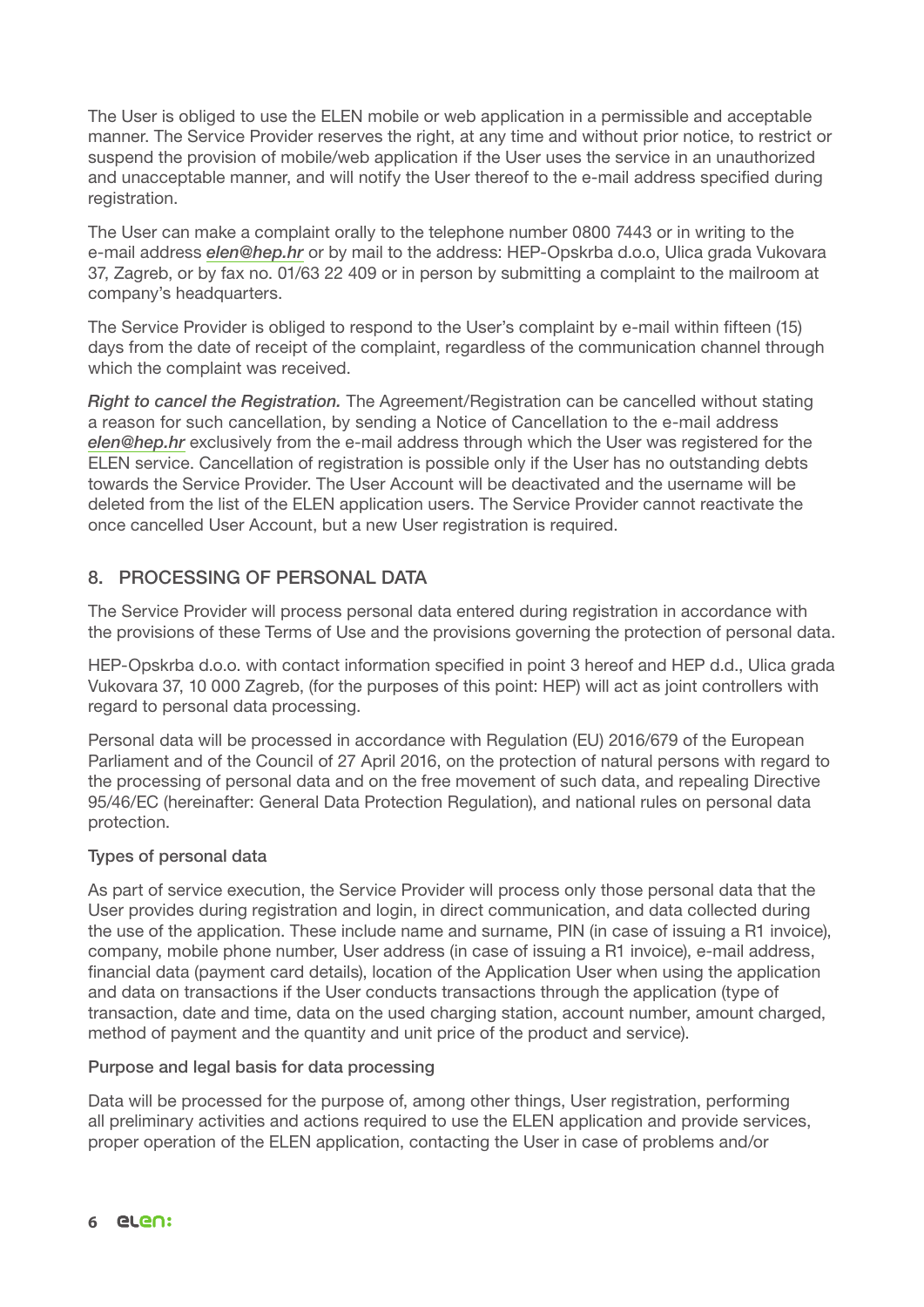The User is obliged to use the ELEN mobile or web application in a permissible and acceptable manner. The Service Provider reserves the right, at any time and without prior notice, to restrict or suspend the provision of mobile/web application if the User uses the service in an unauthorized and unacceptable manner, and will notify the User thereof to the e-mail address specified during registration.

The User can make a complaint orally to the telephone number 0800 7443 or in writing to the e-mail address ***elen@hep.hr*** or by mail to the address: HEP-Opskrba d.o.o, Ulica grada Vukovara 37, Zagreb, or by fax no. 01/63 22 409 or in person by submitting a complaint to the mailroom at company's headquarters.

The Service Provider is obliged to respond to the User's complaint by e-mail within fifteen (15) days from the date of receipt of the complaint, regardless of the communication channel through which the complaint was received.

***Right to cancel the Registration.*** The Agreement/Registration can be cancelled without stating a reason for such cancellation, by sending a Notice of Cancellation to the e-mail address ***elen@hep.hr*** exclusively from the e-mail address through which the User was registered for the ELEN service. Cancellation of registration is possible only if the User has no outstanding debts towards the Service Provider. The User Account will be deactivated and the username will be deleted from the list of the ELEN application users. The Service Provider cannot reactivate the once cancelled User Account, but a new User registration is required.

## 8. PROCESSING OF PERSONAL DATA

The Service Provider will process personal data entered during registration in accordance with the provisions of these Terms of Use and the provisions governing the protection of personal data.

HEP-Opskrba d.o.o. with contact information specified in point 3 hereof and HEP d.d., Ulica grada Vukovara 37, 10 000 Zagreb, (for the purposes of this point: HEP) will act as joint controllers with regard to personal data processing.

Personal data will be processed in accordance with Regulation (EU) 2016/679 of the European Parliament and of the Council of 27 April 2016, on the protection of natural persons with regard to the processing of personal data and on the free movement of such data, and repealing Directive 95/46/EC (hereinafter: General Data Protection Regulation), and national rules on personal data protection.

### Types of personal data

As part of service execution, the Service Provider will process only those personal data that the User provides during registration and login, in direct communication, and data collected during the use of the application. These include name and surname, PIN (in case of issuing a R1 invoice), company, mobile phone number, User address (in case of issuing a R1 invoice), e-mail address, financial data (payment card details), location of the Application User when using the application and data on transactions if the User conducts transactions through the application (type of transaction, date and time, data on the used charging station, account number, amount charged, method of payment and the quantity and unit price of the product and service).

### Purpose and legal basis for data processing

Data will be processed for the purpose of, among other things, User registration, performing all preliminary activities and actions required to use the ELEN application and provide services, proper operation of the ELEN application, contacting the User in case of problems and/or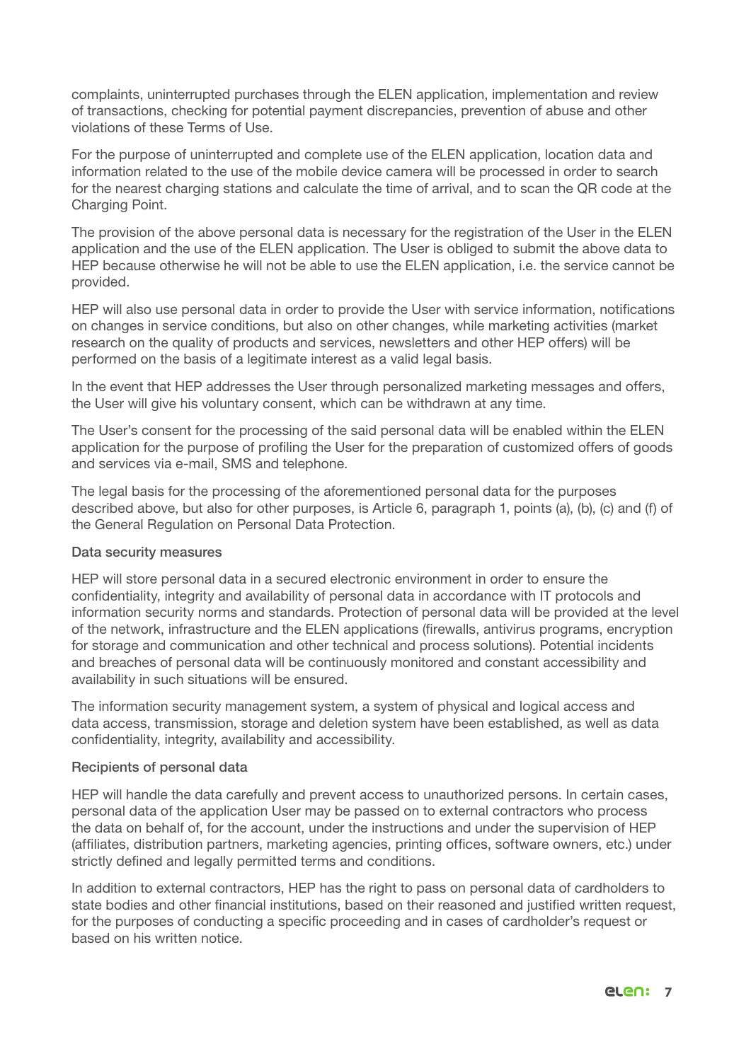complaints, uninterrupted purchases through the ELEN application, implementation and review of transactions, checking for potential payment discrepancies, prevention of abuse and other violations of these Terms of Use.

For the purpose of uninterrupted and complete use of the ELEN application, location data and information related to the use of the mobile device camera will be processed in order to search for the nearest charging stations and calculate the time of arrival, and to scan the QR code at the Charging Point.

The provision of the above personal data is necessary for the registration of the User in the ELEN application and the use of the ELEN application. The User is obliged to submit the above data to HEP because otherwise he will not be able to use the ELEN application, i.e. the service cannot be provided.

HEP will also use personal data in order to provide the User with service information, notifications on changes in service conditions, but also on other changes, while marketing activities (market research on the quality of products and services, newsletters and other HEP offers) will be performed on the basis of a legitimate interest as a valid legal basis.

In the event that HEP addresses the User through personalized marketing messages and offers, the User will give his voluntary consent, which can be withdrawn at any time.

The User's consent for the processing of the said personal data will be enabled within the ELEN application for the purpose of profiling the User for the preparation of customized offers of goods and services via e-mail, SMS and telephone.

The legal basis for the processing of the aforementioned personal data for the purposes described above, but also for other purposes, is Article 6, paragraph 1, points (a), (b), (c) and (f) of the General Regulation on Personal Data Protection.

### Data security measures

HEP will store personal data in a secured electronic environment in order to ensure the confidentiality, integrity and availability of personal data in accordance with IT protocols and information security norms and standards. Protection of personal data will be provided at the level of the network, infrastructure and the ELEN applications (firewalls, antivirus programs, encryption for storage and communication and other technical and process solutions). Potential incidents and breaches of personal data will be continuously monitored and constant accessibility and availability in such situations will be ensured.

The information security management system, a system of physical and logical access and data access, transmission, storage and deletion system have been established, as well as data confidentiality, integrity, availability and accessibility.

### Recipients of personal data

HEP will handle the data carefully and prevent access to unauthorized persons. In certain cases, personal data of the application User may be passed on to external contractors who process the data on behalf of, for the account, under the instructions and under the supervision of HEP (affiliates, distribution partners, marketing agencies, printing offices, software owners, etc.) under strictly defined and legally permitted terms and conditions.

In addition to external contractors, HEP has the right to pass on personal data of cardholders to state bodies and other financial institutions, based on their reasoned and justified written request, for the purposes of conducting a specific proceeding and in cases of cardholder's request or based on his written notice.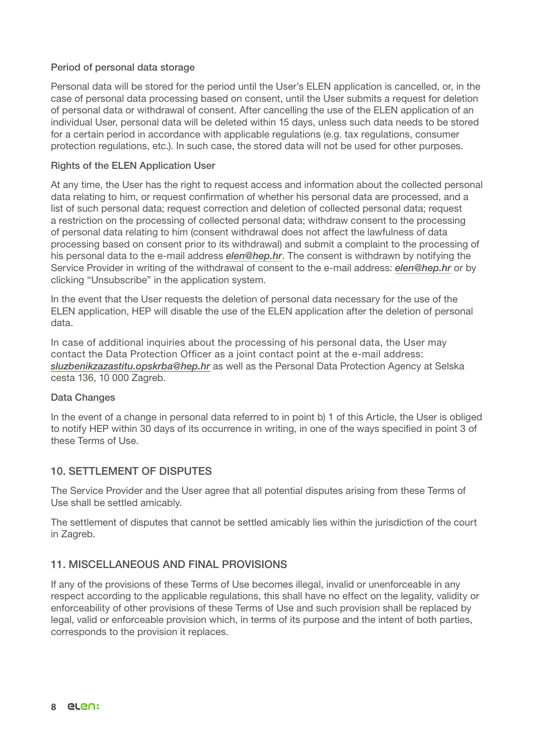### Period of personal data storage

Personal data will be stored for the period until the User's ELEN application is cancelled, or, in the case of personal data processing based on consent, until the User submits a request for deletion of personal data or withdrawal of consent. After cancelling the use of the ELEN application of an individual User, personal data will be deleted within 15 days, unless such data needs to be stored for a certain period in accordance with applicable regulations (e.g. tax regulations, consumer protection regulations, etc.). In such case, the stored data will not be used for other purposes.

### Rights of the ELEN Application User

At any time, the User has the right to request access and information about the collected personal data relating to him, or request confirmation of whether his personal data are processed, and a list of such personal data; request correction and deletion of collected personal data; request a restriction on the processing of collected personal data; withdraw consent to the processing of personal data relating to him (consent withdrawal does not affect the lawfulness of data processing based on consent prior to its withdrawal) and submit a complaint to the processing of his personal data to the e-mail address ***elen@hep.hr***. The consent is withdrawn by notifying the Service Provider in writing of the withdrawal of consent to the e-mail address: ***elen@hep.hr*** or by clicking "Unsubscribe" in the application system.

In the event that the User requests the deletion of personal data necessary for the use of the ELEN application, HEP will disable the use of the ELEN application after the deletion of personal data.

In case of additional inquiries about the processing of his personal data, the User may contact the Data Protection Officer as a joint contact point at the e-mail address: ***sluzbenikzazastitu.opskrba@hep.hr*** as well as the Personal Data Protection Agency at Selska cesta 136, 10 000 Zagreb.

### Data Changes

In the event of a change in personal data referred to in point b) 1 of this Article, the User is obliged to notify HEP within 30 days of its occurrence in writing, in one of the ways specified in point 3 of these Terms of Use.

## 10. SETTLEMENT OF DISPUTES

The Service Provider and the User agree that all potential disputes arising from these Terms of Use shall be settled amicably.

The settlement of disputes that cannot be settled amicably lies within the jurisdiction of the court in Zagreb.

## 11. MISCELLANEOUS AND FINAL PROVISIONS

If any of the provisions of these Terms of Use becomes illegal, invalid or unenforceable in any respect according to the applicable regulations, this shall have no effect on the legality, validity or enforceability of other provisions of these Terms of Use and such provision shall be replaced by legal, valid or enforceable provision which, in terms of its purpose and the intent of both parties, corresponds to the provision it replaces.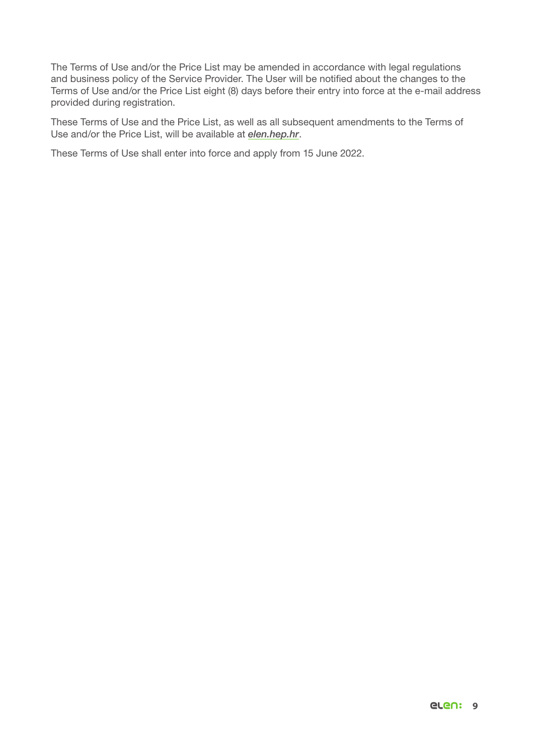The Terms of Use and/or the Price List may be amended in accordance with legal regulations and business policy of the Service Provider. The User will be notified about the changes to the Terms of Use and/or the Price List eight (8) days before their entry into force at the e-mail address provided during registration.

These Terms of Use and the Price List, as well as all subsequent amendments to the Terms of Use and/or the Price List, will be available at ***elen.hep.hr***.

These Terms of Use shall enter into force and apply from 15 June 2022.